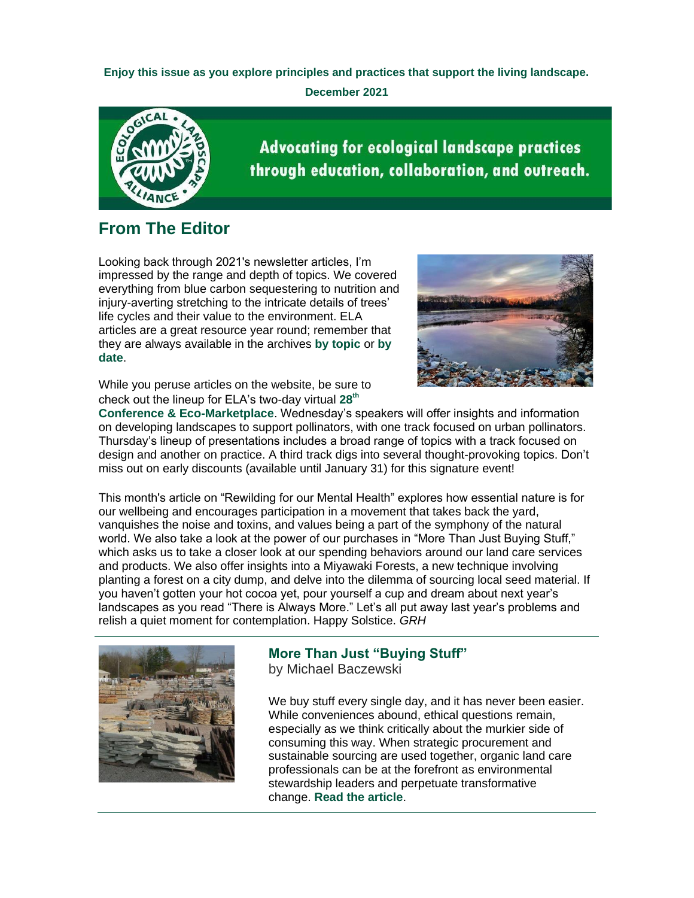**Enjoy this issue as you explore principles and practices that support the living landscape.**

**December 2021**

**Advocating for ecological landscape practices through education, collaboration, and outreach.**

## From The Editor

Looking back through 2021's newsletter articles, I'm impressed by the range and depth of topics. We covered everything from blue carbon sequestering to nutrition and injury-averting stretching to the intricate details of trees' life cycles and their value to the environment. ELA articles are a great resource year round; remember that they are always available in the archives **by topic** or **by date**.

While you peruse articles on the website, be sure to check out the lineup for ELA's two-day virtual **28th Conference & Eco-Marketplace**. Wednesday's speakers will offer insights and information on developing landscapes to support pollinators, with one track focused on urban pollinators. Thursday's lineup of presentations includes a broad range of topics with a track focused on design and another on practice. A third track digs into several thought-provoking topics. Don't miss out on early discounts (available until January 31) for this signature event!

This month's article on "Rewilding for our Mental Health" explores how essential nature is for our wellbeing and encourages participation in a movement that takes back the yard, vanquishes the noise and toxins, and values being a part of the symphony of the natural world. We also take a look at the power of our purchases in "More Than Just Buying Stuff," which asks us to take a closer look at our spending behaviors around our land care services and products. We also offer insights into a Miyawaki Forests, a new technique involving planting a forest on a city dump, and delve into the dilemma of sourcing local seed material. If you haven't gotten your hot cocoa yet, pour yourself a cup and dream about next year's landscapes as you read "There is Always More." Let's all put away last year's problems and relish a quiet moment for contemplation. Happy Solstice. *GRH*

---

### More Than Just "Buying Stuff"

by Michael Baczewski

We buy stuff every single day, and it has never been easier. While conveniences abound, ethical questions remain, especially as we think critically about the murkier side of consuming this way. When strategic procurement and sustainable sourcing are used together, organic land care professionals can be at the forefront as environmental stewardship leaders and perpetuate transformative change. **Read the article**.

---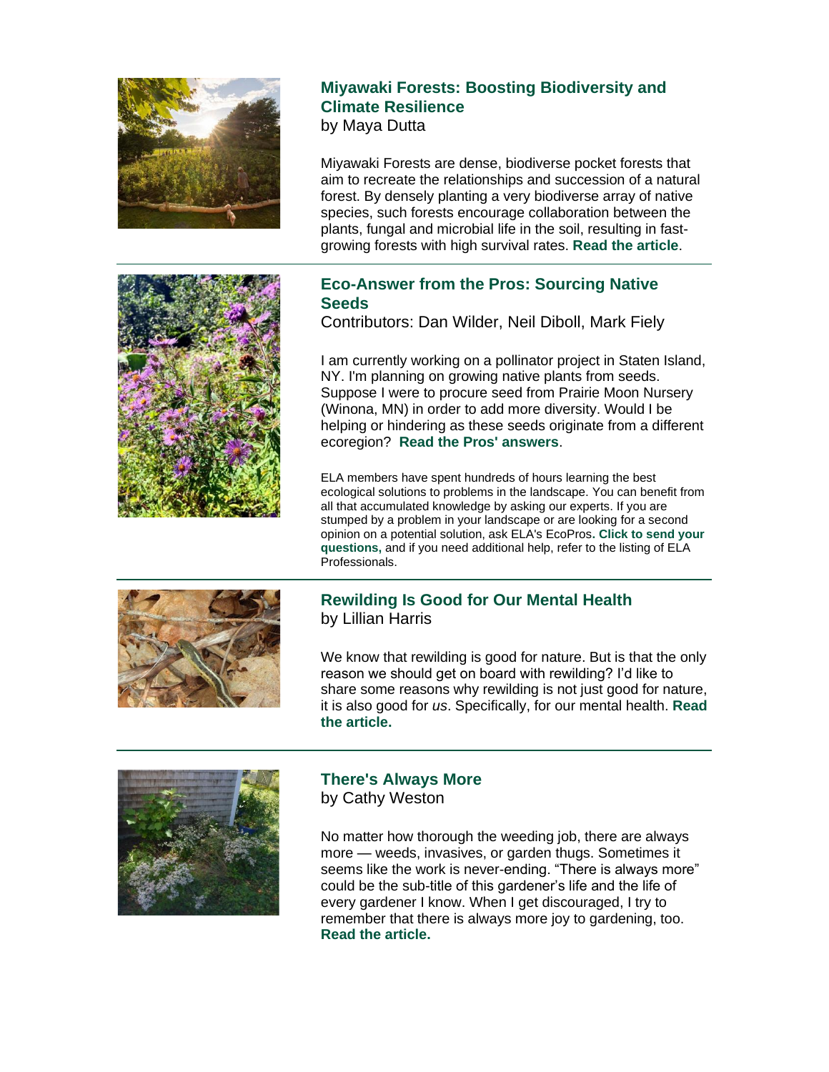## Miyawaki Forests: Boosting Biodiversity and Climate Resilience

by Maya Dutta

Miyawaki Forests are dense, biodiverse pocket forests that aim to recreate the relationships and succession of a natural forest. By densely planting a very biodiverse array of native species, such forests encourage collaboration between the plants, fungal and microbial life in the soil, resulting in fast-growing forests with high survival rates. **Read the article**.

---

## Eco-Answer from the Pros: Sourcing Native Seeds

Contributors: Dan Wilder, Neil Diboll, Mark Fiely

I am currently working on a pollinator project in Staten Island, NY. I'm planning on growing native plants from seeds. Suppose I were to procure seed from Prairie Moon Nursery (Winona, MN) in order to add more diversity. Would I be helping or hindering as these seeds originate from a different ecoregion? **Read the Pros' answers**.

ELA members have spent hundreds of hours learning the best ecological solutions to problems in the landscape. You can benefit from all that accumulated knowledge by asking our experts. If you are stumped by a problem in your landscape or are looking for a second opinion on a potential solution, ask ELA's EcoPros**. Click to send your questions,** and if you need additional help, refer to the listing of ELA Professionals.

---

## Rewilding Is Good for Our Mental Health

by Lillian Harris

We know that rewilding is good for nature. But is that the only reason we should get on board with rewilding? I'd like to share some reasons why rewilding is not just good for nature, it is also good for *us*. Specifically, for our mental health. **Read the article.**

---

## There's Always More

by Cathy Weston

No matter how thorough the weeding job, there are always more — weeds, invasives, or garden thugs. Sometimes it seems like the work is never-ending. "There is always more" could be the sub-title of this gardener's life and the life of every gardener I know. When I get discouraged, I try to remember that there is always more joy to gardening, too. **Read the article.**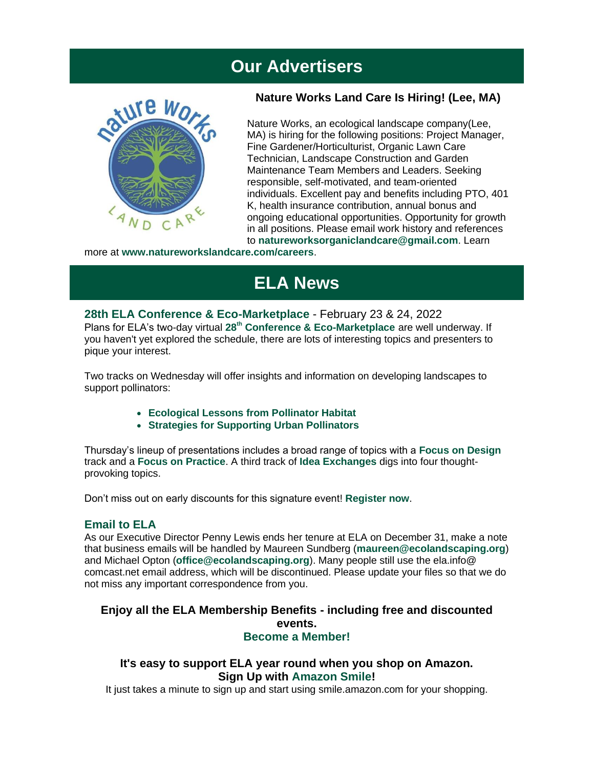# Our Advertisers

### Nature Works Land Care Is Hiring! (Lee, MA)

Nature Works, an ecological landscape company(Lee, MA) is hiring for the following positions: Project Manager, Fine Gardener/Horticulturist, Organic Lawn Care Technician, Landscape Construction and Garden Maintenance Team Members and Leaders. Seeking responsible, self-motivated, and team-oriented individuals. Excellent pay and benefits including PTO, 401 K, health insurance contribution, annual bonus and ongoing educational opportunities. Opportunity for growth in all positions. Please email work history and references to **natureworksorganiclandcare@gmail.com**. Learn more at **www.natureworkslandcare.com/careers**.

# ELA News

**28th ELA Conference & Eco-Marketplace** - February 23 & 24, 2022

Plans for ELA's two-day virtual **28th Conference & Eco-Marketplace** are well underway. If you haven't yet explored the schedule, there are lots of interesting topics and presenters to pique your interest.

Two tracks on Wednesday will offer insights and information on developing landscapes to support pollinators:

- **Ecological Lessons from Pollinator Habitat**
- **Strategies for Supporting Urban Pollinators**

Thursday's lineup of presentations includes a broad range of topics with a **Focus on Design** track and a **Focus on Practice**. A third track of **Idea Exchanges** digs into four thought-provoking topics.

Don't miss out on early discounts for this signature event! **Register now**.

### Email to ELA

As our Executive Director Penny Lewis ends her tenure at ELA on December 31, make a note that business emails will be handled by Maureen Sundberg (**maureen@ecolandscaping.org**) and Michael Opton (**office@ecolandscaping.org**). Many people still use the ela.info@ comcast.net email address, which will be discontinued. Please update your files so that we do not miss any important correspondence from you.

**Enjoy all the ELA Membership Benefits - including free and discounted events.**
**Become a Member!**

**It's easy to support ELA year round when you shop on Amazon.**
**Sign Up with Amazon Smile!**

It just takes a minute to sign up and start using smile.amazon.com for your shopping.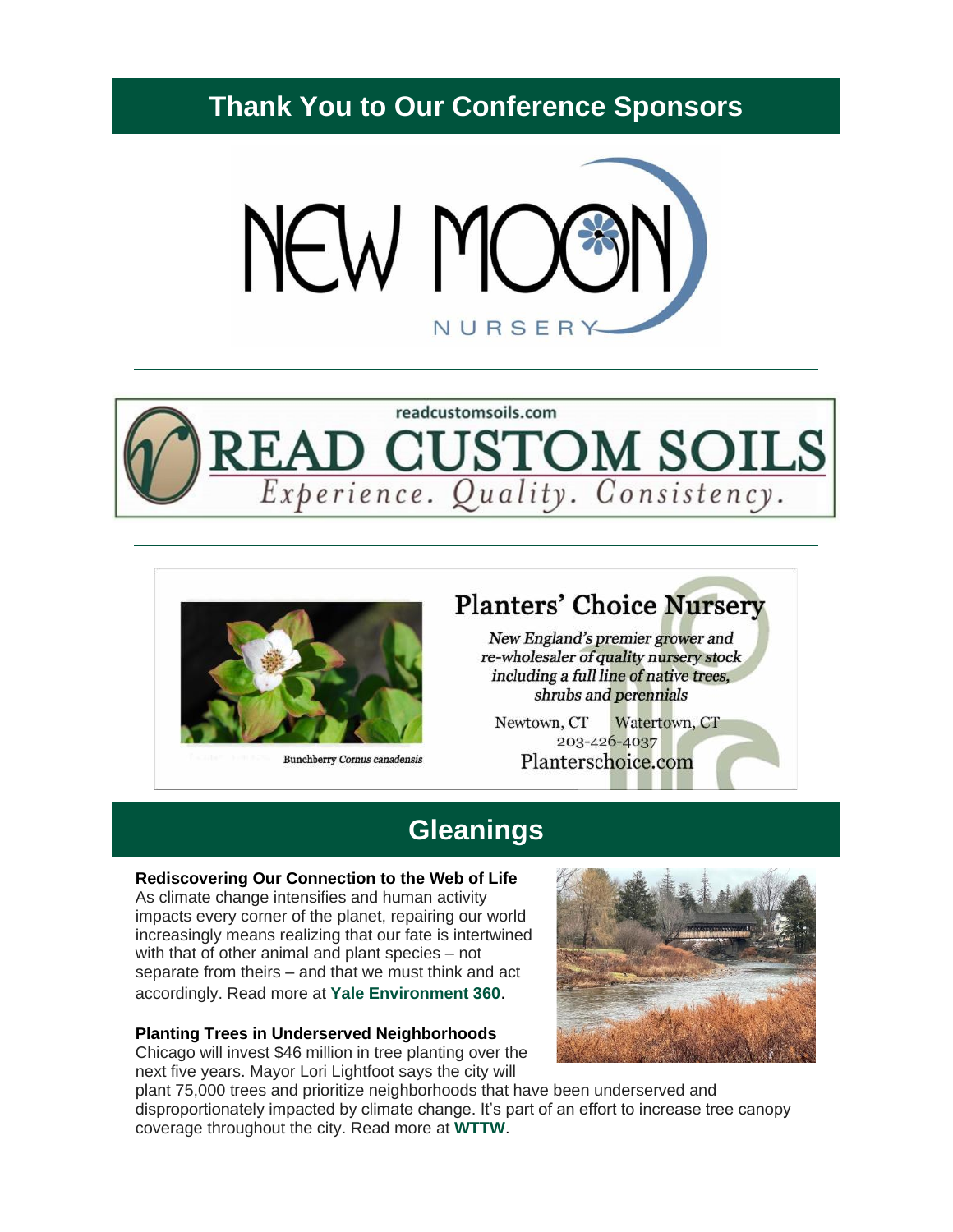## Thank You to Our Conference Sponsors

NEW MOON NURSERY

---

readcustomsoils.com

READ CUSTOM SOILS

*Experience. Quality. Consistency.*

---

Bunchberry *Cornus canadensis*

**Planters' Choice Nursery**

*New England's premier grower and re-wholesaler of quality nursery stock including a full line of native trees, shrubs and perennials*

Newtown, CT Watertown, CT

203-426-4037

Planterschoice.com

## Gleanings

**Rediscovering Our Connection to the Web of Life**
As climate change intensifies and human activity impacts every corner of the planet, repairing our world increasingly means realizing that our fate is intertwined with that of other animal and plant species – not separate from theirs – and that we must think and act accordingly. Read more at **Yale Environment 360**.

**Planting Trees in Underserved Neighborhoods**
Chicago will invest $46 million in tree planting over the next five years. Mayor Lori Lightfoot says the city will plant 75,000 trees and prioritize neighborhoods that have been underserved and disproportionately impacted by climate change. It's part of an effort to increase tree canopy coverage throughout the city. Read more at **WTTW**.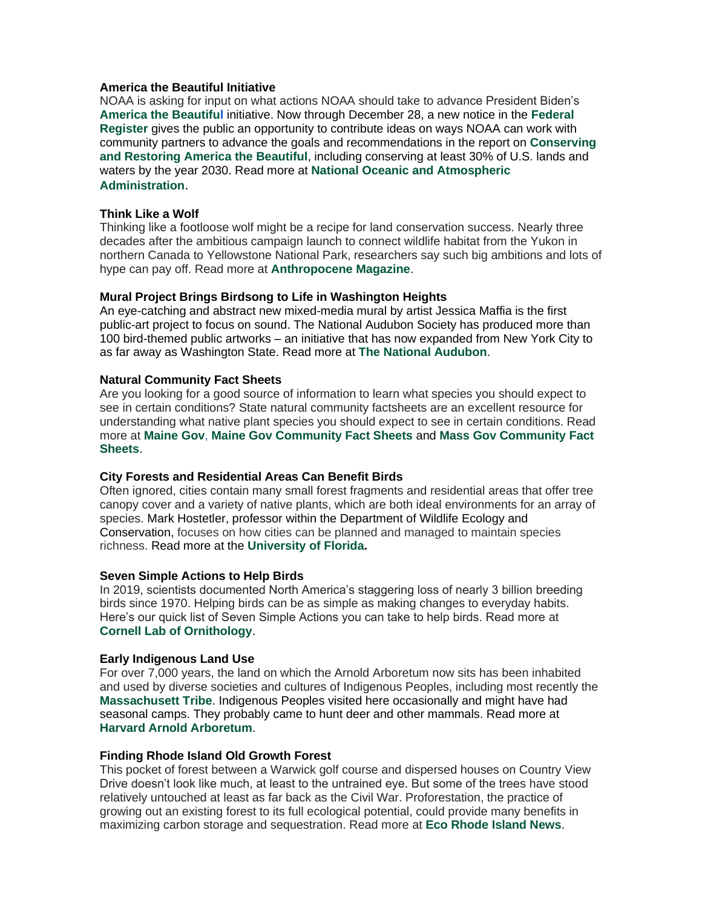### America the Beautiful Initiative

NOAA is asking for input on what actions NOAA should take to advance President Biden's **America the Beautiful** initiative. Now through December 28, a new notice in the **Federal Register** gives the public an opportunity to contribute ideas on ways NOAA can work with community partners to advance the goals and recommendations in the report on **Conserving and Restoring America the Beautiful**, including conserving at least 30% of U.S. lands and waters by the year 2030. Read more at **National Oceanic and Atmospheric Administration**.

### Think Like a Wolf

Thinking like a footloose wolf might be a recipe for land conservation success. Nearly three decades after the ambitious campaign launch to connect wildlife habitat from the Yukon in northern Canada to Yellowstone National Park, researchers say such big ambitions and lots of hype can pay off. Read more at **Anthropocene Magazine**.

### Mural Project Brings Birdsong to Life in Washington Heights

An eye-catching and abstract new mixed-media mural by artist Jessica Maffia is the first public-art project to focus on sound. The National Audubon Society has produced more than 100 bird-themed public artworks – an initiative that has now expanded from New York City to as far away as Washington State. Read more at **The National Audubon**.

### Natural Community Fact Sheets

Are you looking for a good source of information to learn what species you should expect to see in certain conditions? State natural community factsheets are an excellent resource for understanding what native plant species you should expect to see in certain conditions. Read more at **Maine Gov**, **Maine Gov Community Fact Sheets** and **Mass Gov Community Fact Sheets**.

### City Forests and Residential Areas Can Benefit Birds

Often ignored, cities contain many small forest fragments and residential areas that offer tree canopy cover and a variety of native plants, which are both ideal environments for an array of species. Mark Hostetler, professor within the Department of Wildlife Ecology and Conservation, focuses on how cities can be planned and managed to maintain species richness. Read more at the **University of Florida.**

### Seven Simple Actions to Help Birds

In 2019, scientists documented North America's staggering loss of nearly 3 billion breeding birds since 1970. Helping birds can be as simple as making changes to everyday habits. Here's our quick list of Seven Simple Actions you can take to help birds. Read more at **Cornell Lab of Ornithology**.

### Early Indigenous Land Use

For over 7,000 years, the land on which the Arnold Arboretum now sits has been inhabited and used by diverse societies and cultures of Indigenous Peoples, including most recently the **Massachusett Tribe**. Indigenous Peoples visited here occasionally and might have had seasonal camps. They probably came to hunt deer and other mammals. Read more at **Harvard Arnold Arboretum**.

### Finding Rhode Island Old Growth Forest

This pocket of forest between a Warwick golf course and dispersed houses on Country View Drive doesn't look like much, at least to the untrained eye. But some of the trees have stood relatively untouched at least as far back as the Civil War. Proforestation, the practice of growing out an existing forest to its full ecological potential, could provide many benefits in maximizing carbon storage and sequestration. Read more at **Eco Rhode Island News**.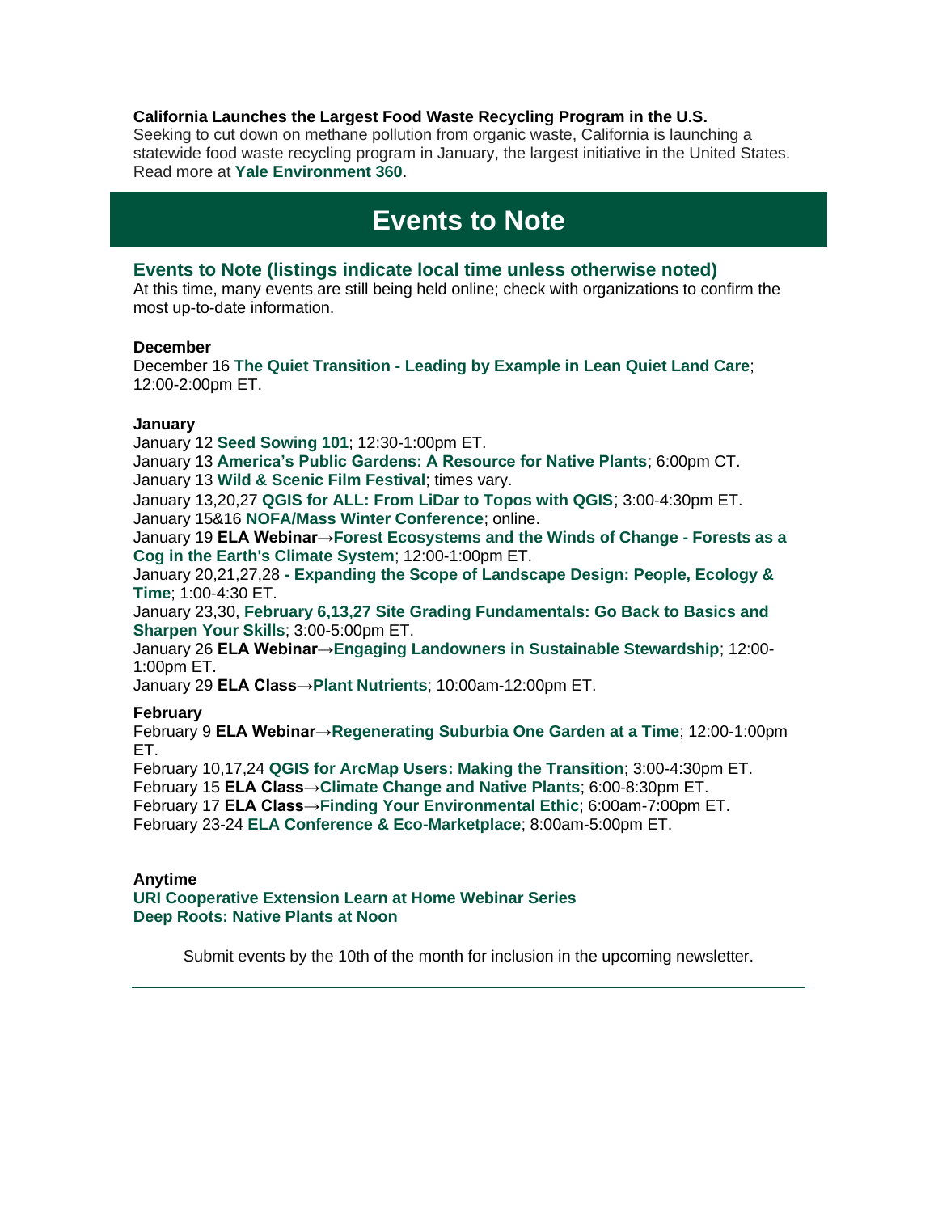**California Launches the Largest Food Waste Recycling Program in the U.S.**
Seeking to cut down on methane pollution from organic waste, California is launching a statewide food waste recycling program in January, the largest initiative in the United States. Read more at **Yale Environment 360**.

# Events to Note

## Events to Note (listings indicate local time unless otherwise noted)

At this time, many events are still being held online; check with organizations to confirm the most up-to-date information.

**December**
December 16 **The Quiet Transition - Leading by Example in Lean Quiet Land Care**; 12:00-2:00pm ET.

**January**
January 12 **Seed Sowing 101**; 12:30-1:00pm ET.
January 13 **America's Public Gardens: A Resource for Native Plants**; 6:00pm CT.
January 13 **Wild & Scenic Film Festival**; times vary.
January 13,20,27 **QGIS for ALL: From LiDar to Topos with QGIS**; 3:00-4:30pm ET.
January 15&16 **NOFA/Mass Winter Conference**; online.
January 19 **ELA Webinar→Forest Ecosystems and the Winds of Change - Forests as a Cog in the Earth's Climate System**; 12:00-1:00pm ET.
January 20,21,27,28 **- Expanding the Scope of Landscape Design: People, Ecology & Time**; 1:00-4:30 ET.
January 23,30, **February 6,13,27 Site Grading Fundamentals: Go Back to Basics and Sharpen Your Skills**; 3:00-5:00pm ET.
January 26 **ELA Webinar→Engaging Landowners in Sustainable Stewardship**; 12:00-1:00pm ET.
January 29 **ELA Class→Plant Nutrients**; 10:00am-12:00pm ET.

**February**
February 9 **ELA Webinar→Regenerating Suburbia One Garden at a Time**; 12:00-1:00pm ET.
February 10,17,24 **QGIS for ArcMap Users: Making the Transition**; 3:00-4:30pm ET.
February 15 **ELA Class→Climate Change and Native Plants**; 6:00-8:30pm ET.
February 17 **ELA Class→Finding Your Environmental Ethic**; 6:00am-7:00pm ET.
February 23-24 **ELA Conference & Eco-Marketplace**; 8:00am-5:00pm ET.

**Anytime**
**URI Cooperative Extension Learn at Home Webinar Series**
**Deep Roots: Native Plants at Noon**

Submit events by the 10th of the month for inclusion in the upcoming newsletter.

---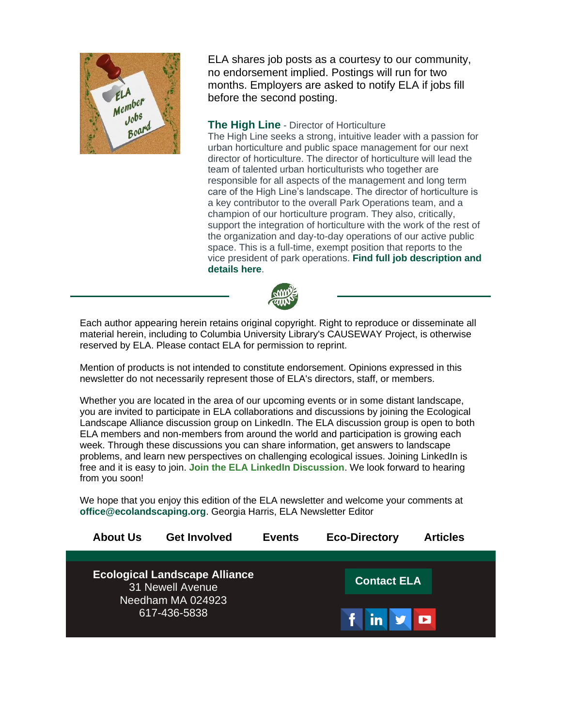ELA shares job posts as a courtesy to our community, no endorsement implied. Postings will run for two months. Employers are asked to notify ELA if jobs fill before the second posting.

**The High Line** - Director of Horticulture
The High Line seeks a strong, intuitive leader with a passion for urban horticulture and public space management for our next director of horticulture. The director of horticulture will lead the team of talented urban horticulturists who together are responsible for all aspects of the management and long term care of the High Line's landscape. The director of horticulture is a key contributor to the overall Park Operations team, and a champion of our horticulture program. They also, critically, support the integration of horticulture with the work of the rest of the organization and day-to-day operations of our active public space. This is a full-time, exempt position that reports to the vice president of park operations. **Find full job description and details here**.

---

Each author appearing herein retains original copyright. Right to reproduce or disseminate all material herein, including to Columbia University Library's CAUSEWAY Project, is otherwise reserved by ELA. Please contact ELA for permission to reprint.

Mention of products is not intended to constitute endorsement. Opinions expressed in this newsletter do not necessarily represent those of ELA's directors, staff, or members.

Whether you are located in the area of our upcoming events or in some distant landscape, you are invited to participate in ELA collaborations and discussions by joining the Ecological Landscape Alliance discussion group on LinkedIn. The ELA discussion group is open to both ELA members and non-members from around the world and participation is growing each week. Through these discussions you can share information, get answers to landscape problems, and learn new perspectives on challenging ecological issues. Joining LinkedIn is free and it is easy to join. **Join the ELA LinkedIn Discussion**. We look forward to hearing from you soon!

We hope that you enjoy this edition of the ELA newsletter and welcome your comments at **office@ecolandscaping.org**. Georgia Harris, ELA Newsletter Editor

**About Us** **Get Involved** **Events** **Eco-Directory** **Articles**

**Ecological Landscape Alliance**
31 Newell Avenue
Needham MA 024923
617-436-5838

**Contact ELA**